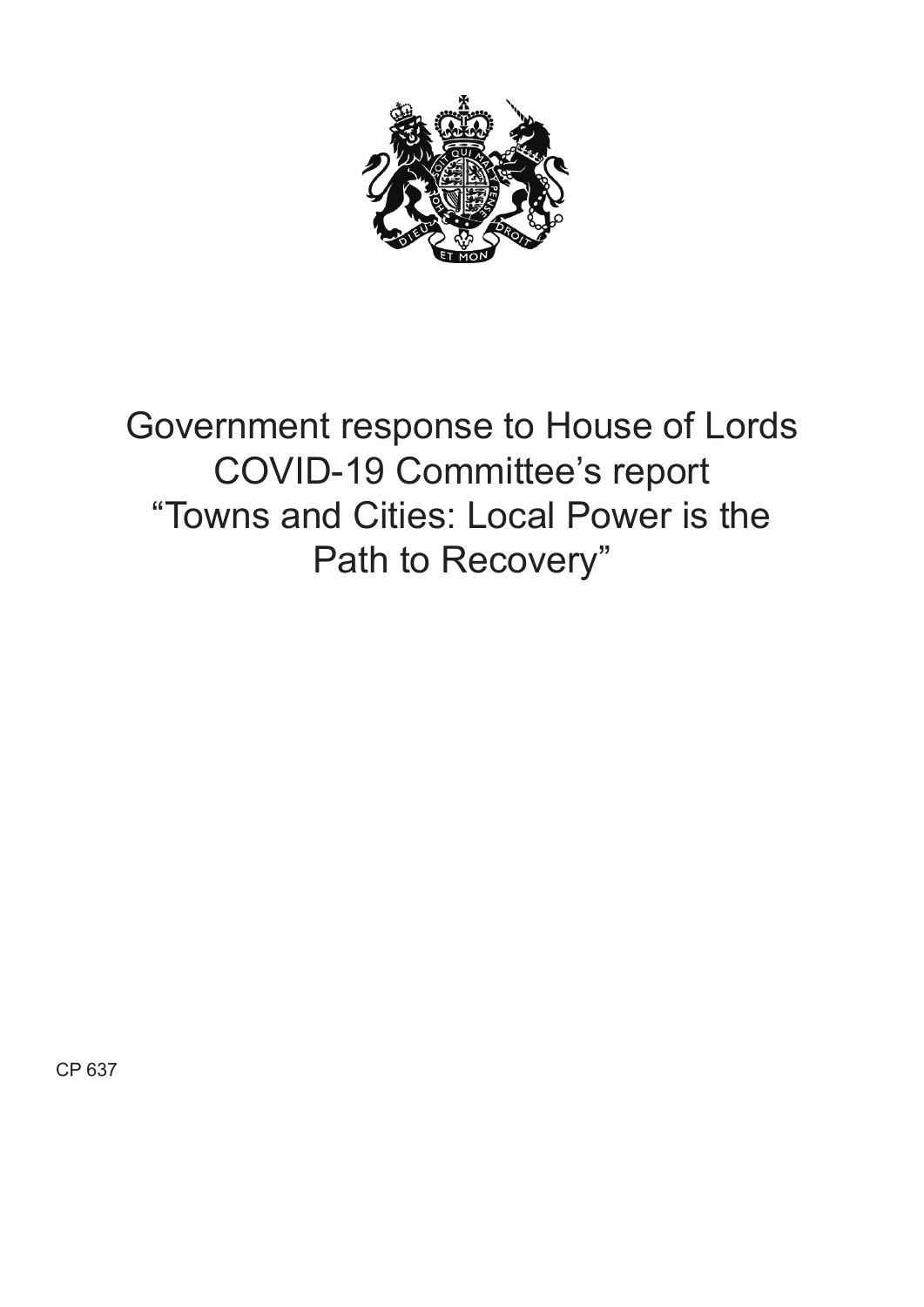# Government response to House of Lords COVID-19 Committee's report "Towns and Cities: Local Power is the Path to Recovery"

CP 637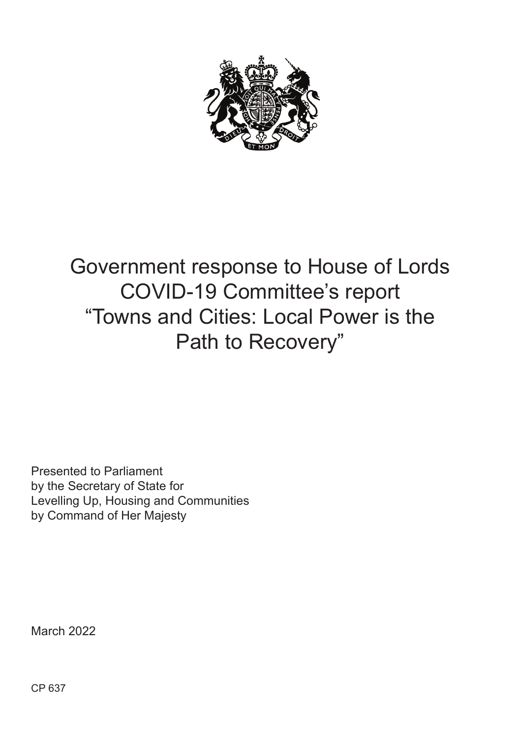# Government response to House of Lords COVID-19 Committee's report "Towns and Cities: Local Power is the Path to Recovery"

Presented to Parliament
by the Secretary of State for
Levelling Up, Housing and Communities
by Command of Her Majesty

March 2022

CP 637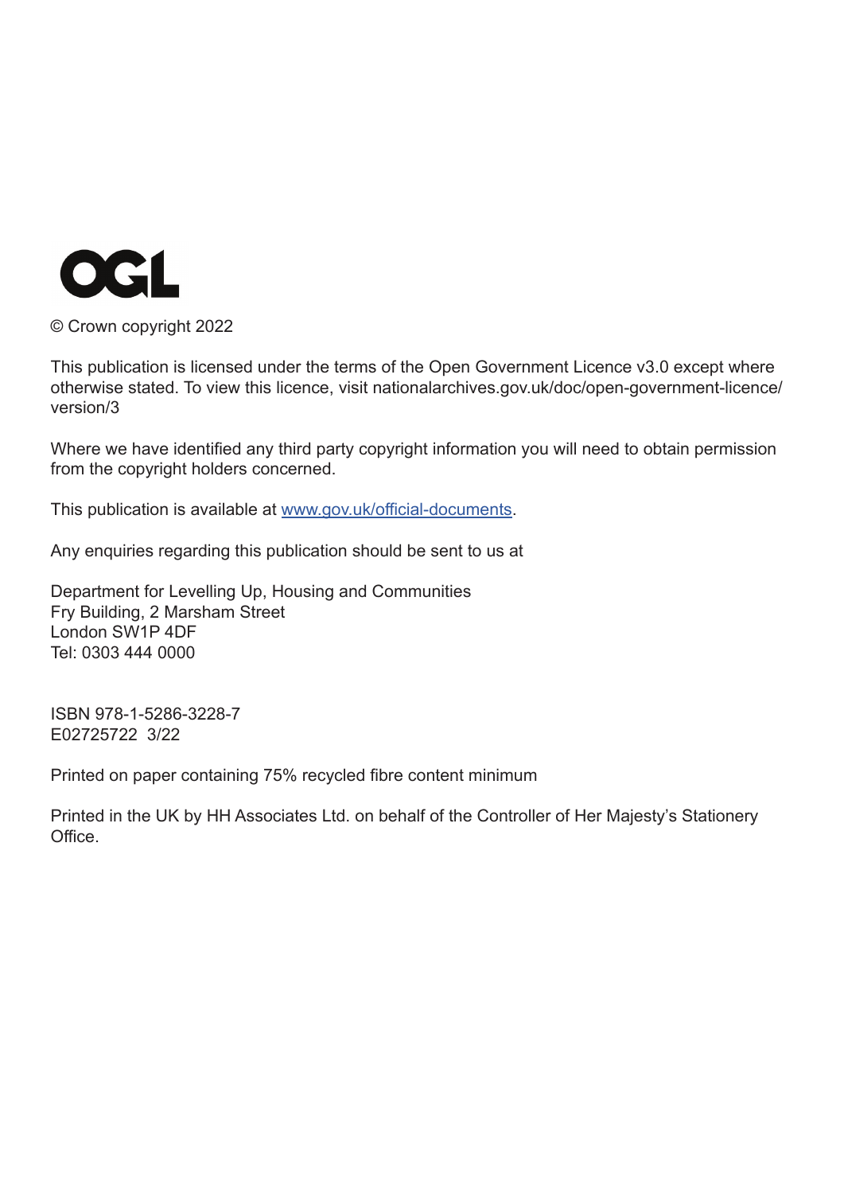OGL

© Crown copyright 2022

This publication is licensed under the terms of the Open Government Licence v3.0 except where otherwise stated. To view this licence, visit nationalarchives.gov.uk/doc/open-government-licence/version/3

Where we have identified any third party copyright information you will need to obtain permission from the copyright holders concerned.

This publication is available at [www.gov.uk/official-documents](http://www.gov.uk/official-documents).

Any enquiries regarding this publication should be sent to us at

Department for Levelling Up, Housing and Communities
Fry Building, 2 Marsham Street
London SW1P 4DF
Tel: 0303 444 0000

ISBN 978-1-5286-3228-7
E02725722 3/22

Printed on paper containing 75% recycled fibre content minimum

Printed in the UK by HH Associates Ltd. on behalf of the Controller of Her Majesty's Stationery Office.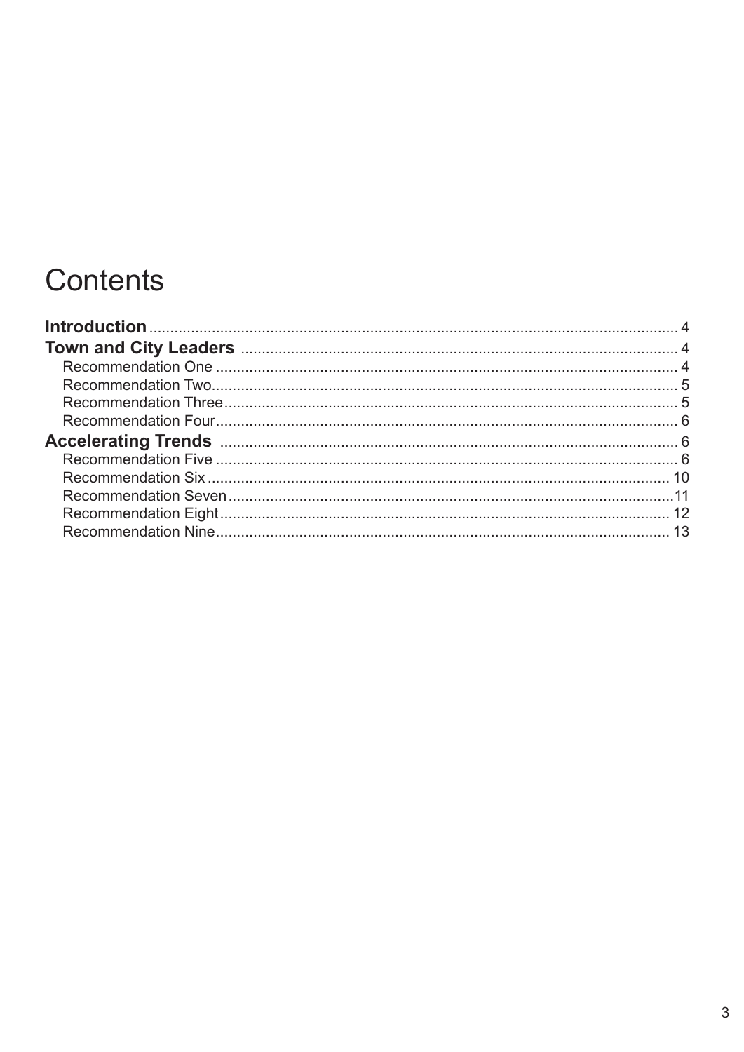# Contents

**Introduction** .......... 4

**Town and City Leaders** .......... 4

- Recommendation One .......... 4
- Recommendation Two .......... 5
- Recommendation Three .......... 5
- Recommendation Four .......... 6

**Accelerating Trends** .......... 6

- Recommendation Five .......... 6
- Recommendation Six .......... 10
- Recommendation Seven .......... 11
- Recommendation Eight .......... 12
- Recommendation Nine .......... 13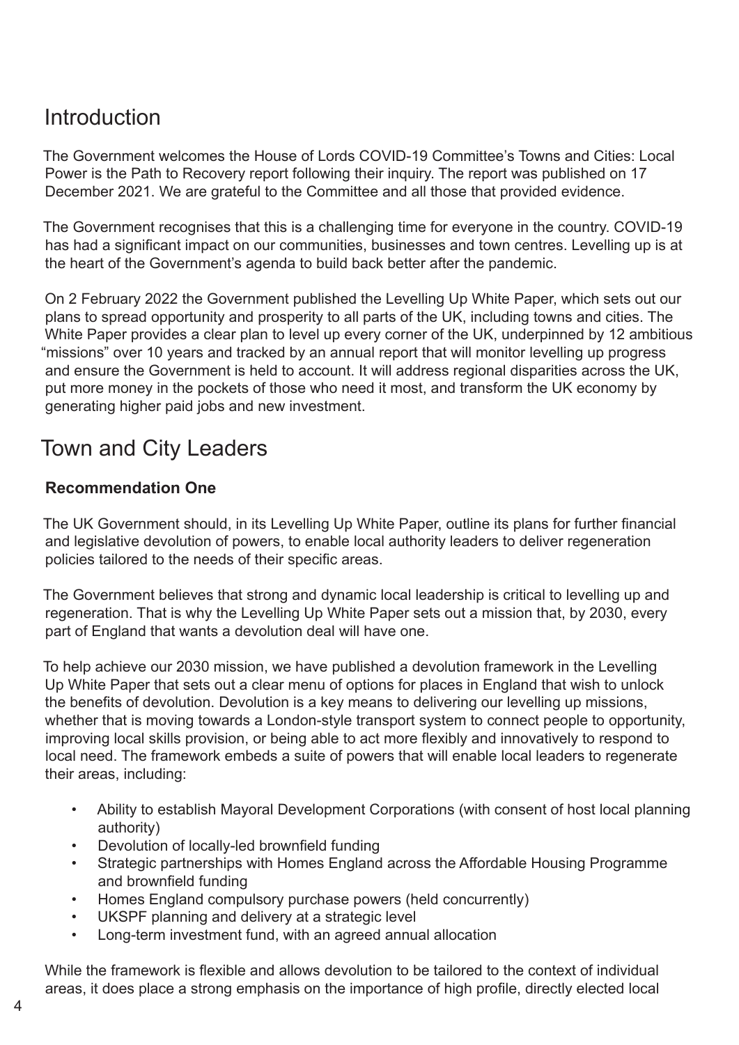## Introduction

The Government welcomes the House of Lords COVID-19 Committee's Towns and Cities: Local Power is the Path to Recovery report following their inquiry. The report was published on 17 December 2021. We are grateful to the Committee and all those that provided evidence.

The Government recognises that this is a challenging time for everyone in the country. COVID-19 has had a significant impact on our communities, businesses and town centres. Levelling up is at the heart of the Government's agenda to build back better after the pandemic.

On 2 February 2022 the Government published the Levelling Up White Paper, which sets out our plans to spread opportunity and prosperity to all parts of the UK, including towns and cities. The White Paper provides a clear plan to level up every corner of the UK, underpinned by 12 ambitious "missions" over 10 years and tracked by an annual report that will monitor levelling up progress and ensure the Government is held to account. It will address regional disparities across the UK, put more money in the pockets of those who need it most, and transform the UK economy by generating higher paid jobs and new investment.

## Town and City Leaders

**Recommendation One**

The UK Government should, in its Levelling Up White Paper, outline its plans for further financial and legislative devolution of powers, to enable local authority leaders to deliver regeneration policies tailored to the needs of their specific areas.

The Government believes that strong and dynamic local leadership is critical to levelling up and regeneration. That is why the Levelling Up White Paper sets out a mission that, by 2030, every part of England that wants a devolution deal will have one.

To help achieve our 2030 mission, we have published a devolution framework in the Levelling Up White Paper that sets out a clear menu of options for places in England that wish to unlock the benefits of devolution. Devolution is a key means to delivering our levelling up missions, whether that is moving towards a London-style transport system to connect people to opportunity, improving local skills provision, or being able to act more flexibly and innovatively to respond to local need. The framework embeds a suite of powers that will enable local leaders to regenerate their areas, including:

- Ability to establish Mayoral Development Corporations (with consent of host local planning authority)
- Devolution of locally-led brownfield funding
- Strategic partnerships with Homes England across the Affordable Housing Programme and brownfield funding
- Homes England compulsory purchase powers (held concurrently)
- UKSPF planning and delivery at a strategic level
- Long-term investment fund, with an agreed annual allocation

While the framework is flexible and allows devolution to be tailored to the context of individual areas, it does place a strong emphasis on the importance of high profile, directly elected local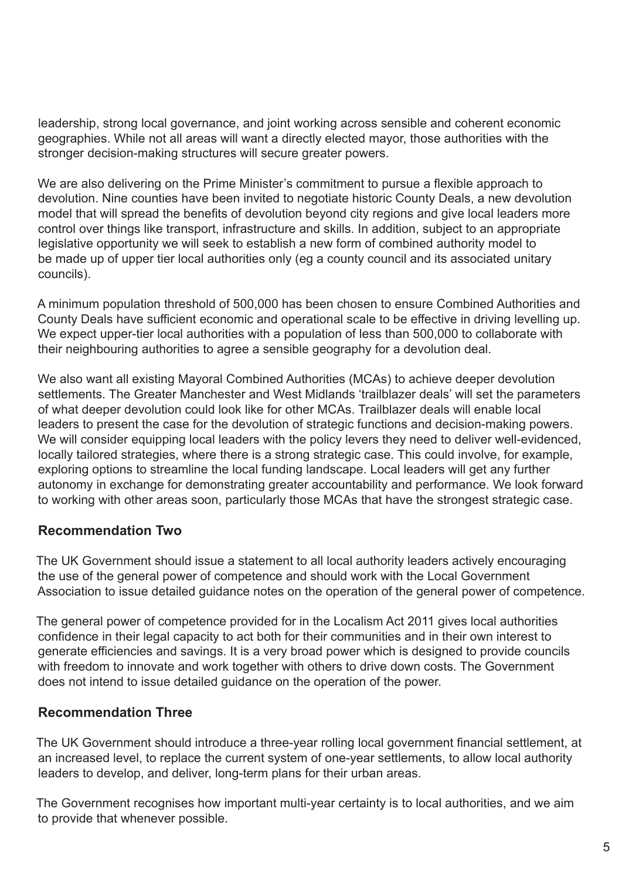leadership, strong local governance, and joint working across sensible and coherent economic geographies. While not all areas will want a directly elected mayor, those authorities with the stronger decision-making structures will secure greater powers.

We are also delivering on the Prime Minister's commitment to pursue a flexible approach to devolution. Nine counties have been invited to negotiate historic County Deals, a new devolution model that will spread the benefits of devolution beyond city regions and give local leaders more control over things like transport, infrastructure and skills. In addition, subject to an appropriate legislative opportunity we will seek to establish a new form of combined authority model to be made up of upper tier local authorities only (eg a county council and its associated unitary councils).

A minimum population threshold of 500,000 has been chosen to ensure Combined Authorities and County Deals have sufficient economic and operational scale to be effective in driving levelling up. We expect upper-tier local authorities with a population of less than 500,000 to collaborate with their neighbouring authorities to agree a sensible geography for a devolution deal.

We also want all existing Mayoral Combined Authorities (MCAs) to achieve deeper devolution settlements. The Greater Manchester and West Midlands 'trailblazer deals' will set the parameters of what deeper devolution could look like for other MCAs. Trailblazer deals will enable local leaders to present the case for the devolution of strategic functions and decision-making powers. We will consider equipping local leaders with the policy levers they need to deliver well-evidenced, locally tailored strategies, where there is a strong strategic case. This could involve, for example, exploring options to streamline the local funding landscape. Local leaders will get any further autonomy in exchange for demonstrating greater accountability and performance. We look forward to working with other areas soon, particularly those MCAs that have the strongest strategic case.

### Recommendation Two

The UK Government should issue a statement to all local authority leaders actively encouraging the use of the general power of competence and should work with the Local Government Association to issue detailed guidance notes on the operation of the general power of competence.

The general power of competence provided for in the Localism Act 2011 gives local authorities confidence in their legal capacity to act both for their communities and in their own interest to generate efficiencies and savings. It is a very broad power which is designed to provide councils with freedom to innovate and work together with others to drive down costs. The Government does not intend to issue detailed guidance on the operation of the power.

### Recommendation Three

The UK Government should introduce a three-year rolling local government financial settlement, at an increased level, to replace the current system of one-year settlements, to allow local authority leaders to develop, and deliver, long-term plans for their urban areas.

The Government recognises how important multi-year certainty is to local authorities, and we aim to provide that whenever possible.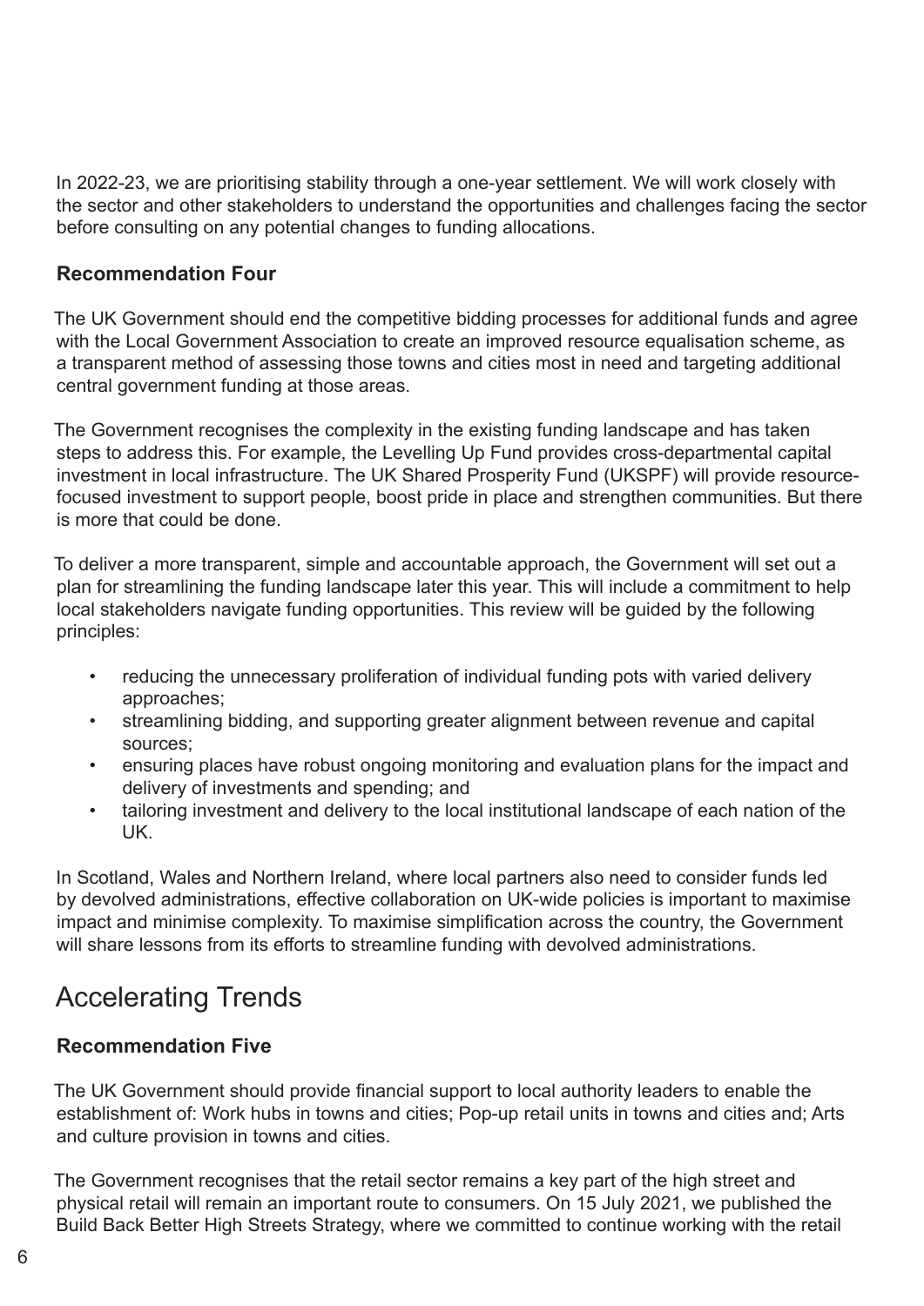In 2022-23, we are prioritising stability through a one-year settlement. We will work closely with the sector and other stakeholders to understand the opportunities and challenges facing the sector before consulting on any potential changes to funding allocations.

### Recommendation Four

The UK Government should end the competitive bidding processes for additional funds and agree with the Local Government Association to create an improved resource equalisation scheme, as a transparent method of assessing those towns and cities most in need and targeting additional central government funding at those areas.

The Government recognises the complexity in the existing funding landscape and has taken steps to address this. For example, the Levelling Up Fund provides cross-departmental capital investment in local infrastructure. The UK Shared Prosperity Fund (UKSPF) will provide resource-focused investment to support people, boost pride in place and strengthen communities. But there is more that could be done.

To deliver a more transparent, simple and accountable approach, the Government will set out a plan for streamlining the funding landscape later this year. This will include a commitment to help local stakeholders navigate funding opportunities. This review will be guided by the following principles:

- reducing the unnecessary proliferation of individual funding pots with varied delivery approaches;
- streamlining bidding, and supporting greater alignment between revenue and capital sources;
- ensuring places have robust ongoing monitoring and evaluation plans for the impact and delivery of investments and spending; and
- tailoring investment and delivery to the local institutional landscape of each nation of the UK.

In Scotland, Wales and Northern Ireland, where local partners also need to consider funds led by devolved administrations, effective collaboration on UK-wide policies is important to maximise impact and minimise complexity. To maximise simplification across the country, the Government will share lessons from its efforts to streamline funding with devolved administrations.

## Accelerating Trends

### Recommendation Five

The UK Government should provide financial support to local authority leaders to enable the establishment of: Work hubs in towns and cities; Pop-up retail units in towns and cities and; Arts and culture provision in towns and cities.

The Government recognises that the retail sector remains a key part of the high street and physical retail will remain an important route to consumers. On 15 July 2021, we published the Build Back Better High Streets Strategy, where we committed to continue working with the retail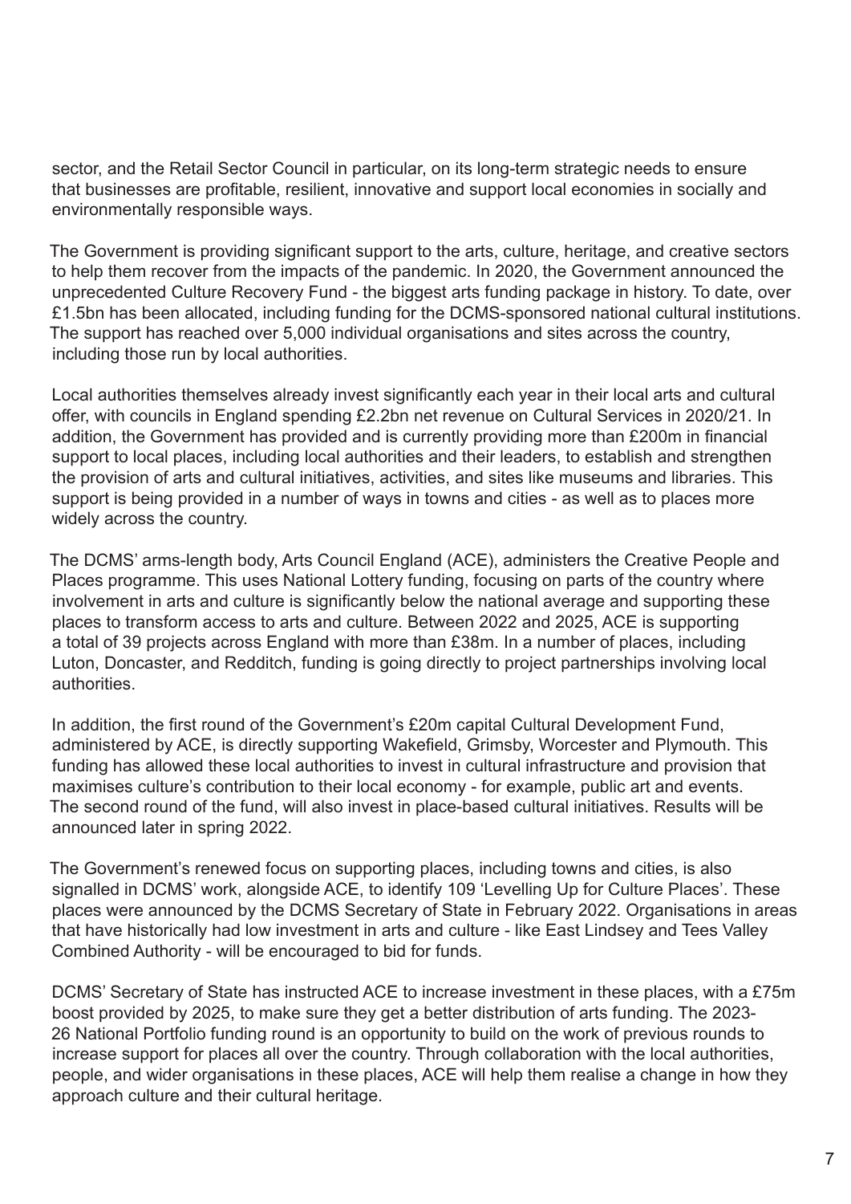sector, and the Retail Sector Council in particular, on its long-term strategic needs to ensure that businesses are profitable, resilient, innovative and support local economies in socially and environmentally responsible ways.

The Government is providing significant support to the arts, culture, heritage, and creative sectors to help them recover from the impacts of the pandemic. In 2020, the Government announced the unprecedented Culture Recovery Fund - the biggest arts funding package in history. To date, over £1.5bn has been allocated, including funding for the DCMS-sponsored national cultural institutions. The support has reached over 5,000 individual organisations and sites across the country, including those run by local authorities.

Local authorities themselves already invest significantly each year in their local arts and cultural offer, with councils in England spending £2.2bn net revenue on Cultural Services in 2020/21. In addition, the Government has provided and is currently providing more than £200m in financial support to local places, including local authorities and their leaders, to establish and strengthen the provision of arts and cultural initiatives, activities, and sites like museums and libraries. This support is being provided in a number of ways in towns and cities - as well as to places more widely across the country.

The DCMS' arms-length body, Arts Council England (ACE), administers the Creative People and Places programme. This uses National Lottery funding, focusing on parts of the country where involvement in arts and culture is significantly below the national average and supporting these places to transform access to arts and culture. Between 2022 and 2025, ACE is supporting a total of 39 projects across England with more than £38m. In a number of places, including Luton, Doncaster, and Redditch, funding is going directly to project partnerships involving local authorities.

In addition, the first round of the Government's £20m capital Cultural Development Fund, administered by ACE, is directly supporting Wakefield, Grimsby, Worcester and Plymouth. This funding has allowed these local authorities to invest in cultural infrastructure and provision that maximises culture's contribution to their local economy - for example, public art and events. The second round of the fund, will also invest in place-based cultural initiatives. Results will be announced later in spring 2022.

The Government's renewed focus on supporting places, including towns and cities, is also signalled in DCMS' work, alongside ACE, to identify 109 'Levelling Up for Culture Places'. These places were announced by the DCMS Secretary of State in February 2022. Organisations in areas that have historically had low investment in arts and culture - like East Lindsey and Tees Valley Combined Authority - will be encouraged to bid for funds.

DCMS' Secretary of State has instructed ACE to increase investment in these places, with a £75m boost provided by 2025, to make sure they get a better distribution of arts funding. The 2023-26 National Portfolio funding round is an opportunity to build on the work of previous rounds to increase support for places all over the country. Through collaboration with the local authorities, people, and wider organisations in these places, ACE will help them realise a change in how they approach culture and their cultural heritage.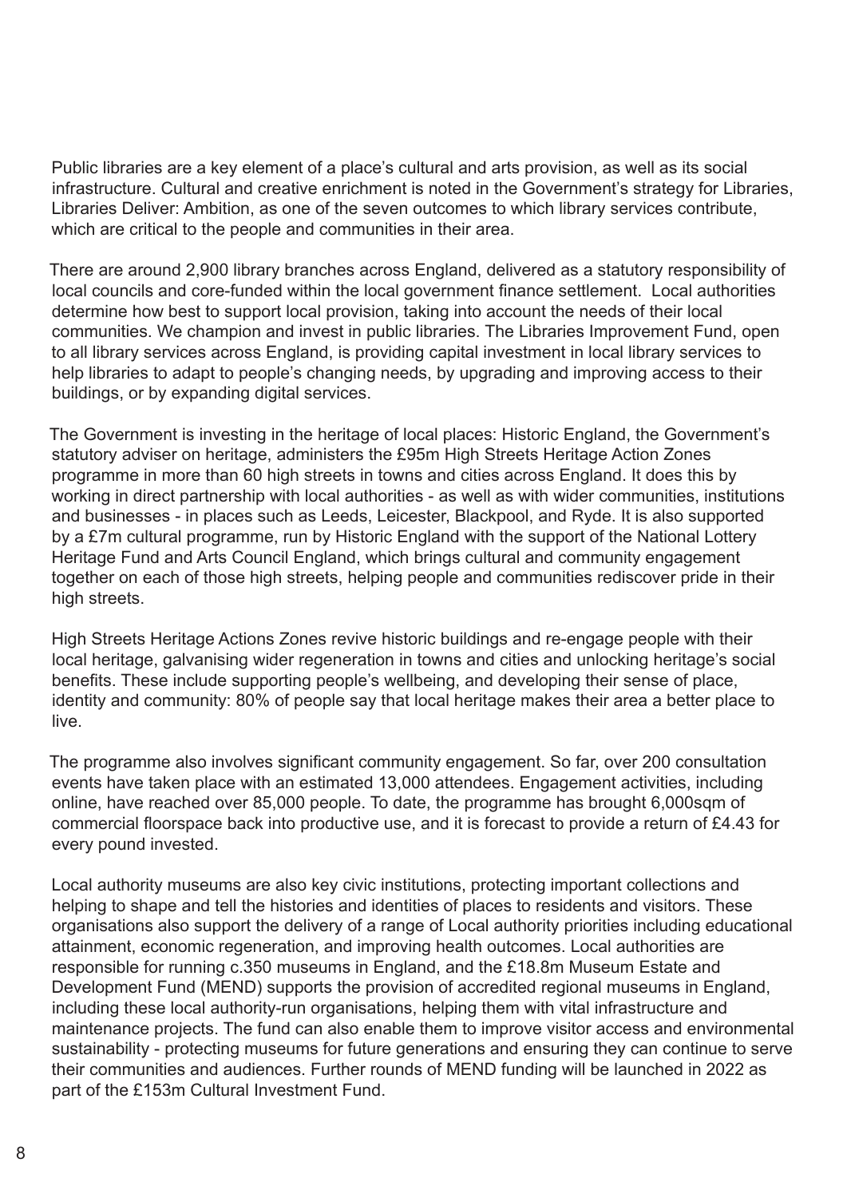Public libraries are a key element of a place's cultural and arts provision, as well as its social infrastructure. Cultural and creative enrichment is noted in the Government's strategy for Libraries, Libraries Deliver: Ambition, as one of the seven outcomes to which library services contribute, which are critical to the people and communities in their area.

There are around 2,900 library branches across England, delivered as a statutory responsibility of local councils and core-funded within the local government finance settlement.  Local authorities determine how best to support local provision, taking into account the needs of their local communities. We champion and invest in public libraries. The Libraries Improvement Fund, open to all library services across England, is providing capital investment in local library services to help libraries to adapt to people's changing needs, by upgrading and improving access to their buildings, or by expanding digital services.

The Government is investing in the heritage of local places: Historic England, the Government's statutory adviser on heritage, administers the £95m High Streets Heritage Action Zones programme in more than 60 high streets in towns and cities across England. It does this by working in direct partnership with local authorities - as well as with wider communities, institutions and businesses - in places such as Leeds, Leicester, Blackpool, and Ryde. It is also supported by a £7m cultural programme, run by Historic England with the support of the National Lottery Heritage Fund and Arts Council England, which brings cultural and community engagement together on each of those high streets, helping people and communities rediscover pride in their high streets.

High Streets Heritage Actions Zones revive historic buildings and re-engage people with their local heritage, galvanising wider regeneration in towns and cities and unlocking heritage's social benefits. These include supporting people's wellbeing, and developing their sense of place, identity and community: 80% of people say that local heritage makes their area a better place to live.

The programme also involves significant community engagement. So far, over 200 consultation events have taken place with an estimated 13,000 attendees. Engagement activities, including online, have reached over 85,000 people. To date, the programme has brought 6,000sqm of commercial floorspace back into productive use, and it is forecast to provide a return of £4.43 for every pound invested.

Local authority museums are also key civic institutions, protecting important collections and helping to shape and tell the histories and identities of places to residents and visitors. These organisations also support the delivery of a range of Local authority priorities including educational attainment, economic regeneration, and improving health outcomes. Local authorities are responsible for running c.350 museums in England, and the £18.8m Museum Estate and Development Fund (MEND) supports the provision of accredited regional museums in England, including these local authority-run organisations, helping them with vital infrastructure and maintenance projects. The fund can also enable them to improve visitor access and environmental sustainability - protecting museums for future generations and ensuring they can continue to serve their communities and audiences. Further rounds of MEND funding will be launched in 2022 as part of the £153m Cultural Investment Fund.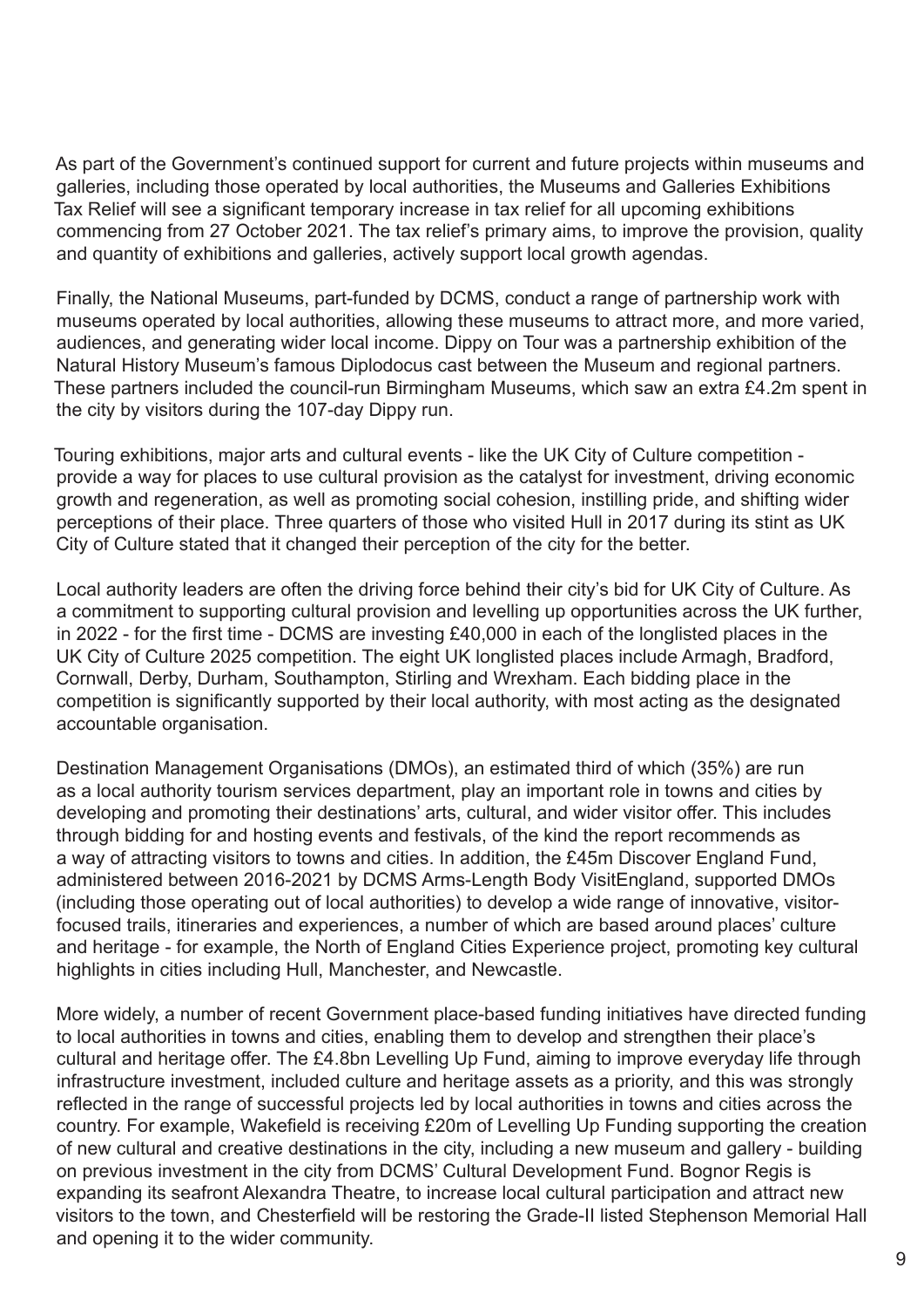As part of the Government's continued support for current and future projects within museums and galleries, including those operated by local authorities, the Museums and Galleries Exhibitions Tax Relief will see a significant temporary increase in tax relief for all upcoming exhibitions commencing from 27 October 2021. The tax relief's primary aims, to improve the provision, quality and quantity of exhibitions and galleries, actively support local growth agendas.

Finally, the National Museums, part-funded by DCMS, conduct a range of partnership work with museums operated by local authorities, allowing these museums to attract more, and more varied, audiences, and generating wider local income. Dippy on Tour was a partnership exhibition of the Natural History Museum's famous Diplodocus cast between the Museum and regional partners. These partners included the council-run Birmingham Museums, which saw an extra £4.2m spent in the city by visitors during the 107-day Dippy run.

Touring exhibitions, major arts and cultural events - like the UK City of Culture competition - provide a way for places to use cultural provision as the catalyst for investment, driving economic growth and regeneration, as well as promoting social cohesion, instilling pride, and shifting wider perceptions of their place. Three quarters of those who visited Hull in 2017 during its stint as UK City of Culture stated that it changed their perception of the city for the better.

Local authority leaders are often the driving force behind their city's bid for UK City of Culture. As a commitment to supporting cultural provision and levelling up opportunities across the UK further, in 2022 - for the first time - DCMS are investing £40,000 in each of the longlisted places in the UK City of Culture 2025 competition. The eight UK longlisted places include Armagh, Bradford, Cornwall, Derby, Durham, Southampton, Stirling and Wrexham. Each bidding place in the competition is significantly supported by their local authority, with most acting as the designated accountable organisation.

Destination Management Organisations (DMOs), an estimated third of which (35%) are run as a local authority tourism services department, play an important role in towns and cities by developing and promoting their destinations' arts, cultural, and wider visitor offer. This includes through bidding for and hosting events and festivals, of the kind the report recommends as a way of attracting visitors to towns and cities. In addition, the £45m Discover England Fund, administered between 2016-2021 by DCMS Arms-Length Body VisitEngland, supported DMOs (including those operating out of local authorities) to develop a wide range of innovative, visitor-focused trails, itineraries and experiences, a number of which are based around places' culture and heritage - for example, the North of England Cities Experience project, promoting key cultural highlights in cities including Hull, Manchester, and Newcastle.

More widely, a number of recent Government place-based funding initiatives have directed funding to local authorities in towns and cities, enabling them to develop and strengthen their place's cultural and heritage offer. The £4.8bn Levelling Up Fund, aiming to improve everyday life through infrastructure investment, included culture and heritage assets as a priority, and this was strongly reflected in the range of successful projects led by local authorities in towns and cities across the country. For example, Wakefield is receiving £20m of Levelling Up Funding supporting the creation of new cultural and creative destinations in the city, including a new museum and gallery - building on previous investment in the city from DCMS' Cultural Development Fund. Bognor Regis is expanding its seafront Alexandra Theatre, to increase local cultural participation and attract new visitors to the town, and Chesterfield will be restoring the Grade-II listed Stephenson Memorial Hall and opening it to the wider community.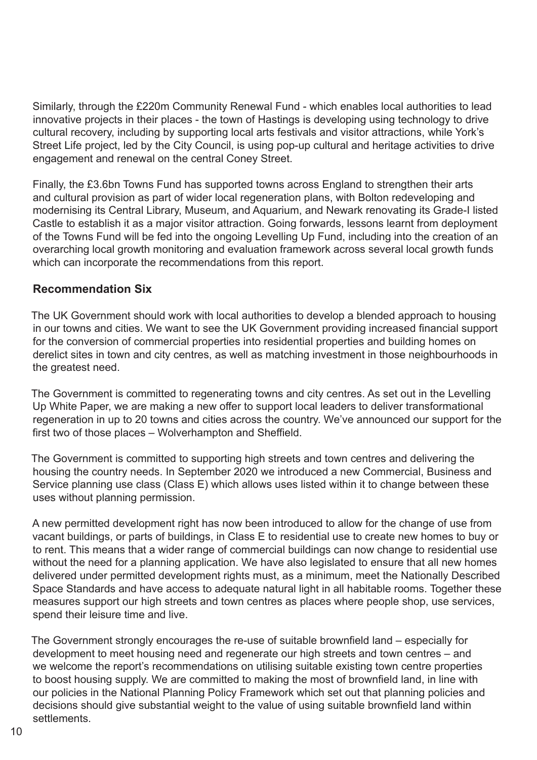Similarly, through the £220m Community Renewal Fund - which enables local authorities to lead innovative projects in their places - the town of Hastings is developing using technology to drive cultural recovery, including by supporting local arts festivals and visitor attractions, while York's Street Life project, led by the City Council, is using pop-up cultural and heritage activities to drive engagement and renewal on the central Coney Street.

Finally, the £3.6bn Towns Fund has supported towns across England to strengthen their arts and cultural provision as part of wider local regeneration plans, with Bolton redeveloping and modernising its Central Library, Museum, and Aquarium, and Newark renovating its Grade-I listed Castle to establish it as a major visitor attraction. Going forwards, lessons learnt from deployment of the Towns Fund will be fed into the ongoing Levelling Up Fund, including into the creation of an overarching local growth monitoring and evaluation framework across several local growth funds which can incorporate the recommendations from this report.

### Recommendation Six

The UK Government should work with local authorities to develop a blended approach to housing in our towns and cities. We want to see the UK Government providing increased financial support for the conversion of commercial properties into residential properties and building homes on derelict sites in town and city centres, as well as matching investment in those neighbourhoods in the greatest need.

The Government is committed to regenerating towns and city centres. As set out in the Levelling Up White Paper, we are making a new offer to support local leaders to deliver transformational regeneration in up to 20 towns and cities across the country. We've announced our support for the first two of those places – Wolverhampton and Sheffield.

The Government is committed to supporting high streets and town centres and delivering the housing the country needs. In September 2020 we introduced a new Commercial, Business and Service planning use class (Class E) which allows uses listed within it to change between these uses without planning permission.

A new permitted development right has now been introduced to allow for the change of use from vacant buildings, or parts of buildings, in Class E to residential use to create new homes to buy or to rent. This means that a wider range of commercial buildings can now change to residential use without the need for a planning application. We have also legislated to ensure that all new homes delivered under permitted development rights must, as a minimum, meet the Nationally Described Space Standards and have access to adequate natural light in all habitable rooms. Together these measures support our high streets and town centres as places where people shop, use services, spend their leisure time and live.

The Government strongly encourages the re-use of suitable brownfield land – especially for development to meet housing need and regenerate our high streets and town centres – and we welcome the report's recommendations on utilising suitable existing town centre properties to boost housing supply. We are committed to making the most of brownfield land, in line with our policies in the National Planning Policy Framework which set out that planning policies and decisions should give substantial weight to the value of using suitable brownfield land within settlements.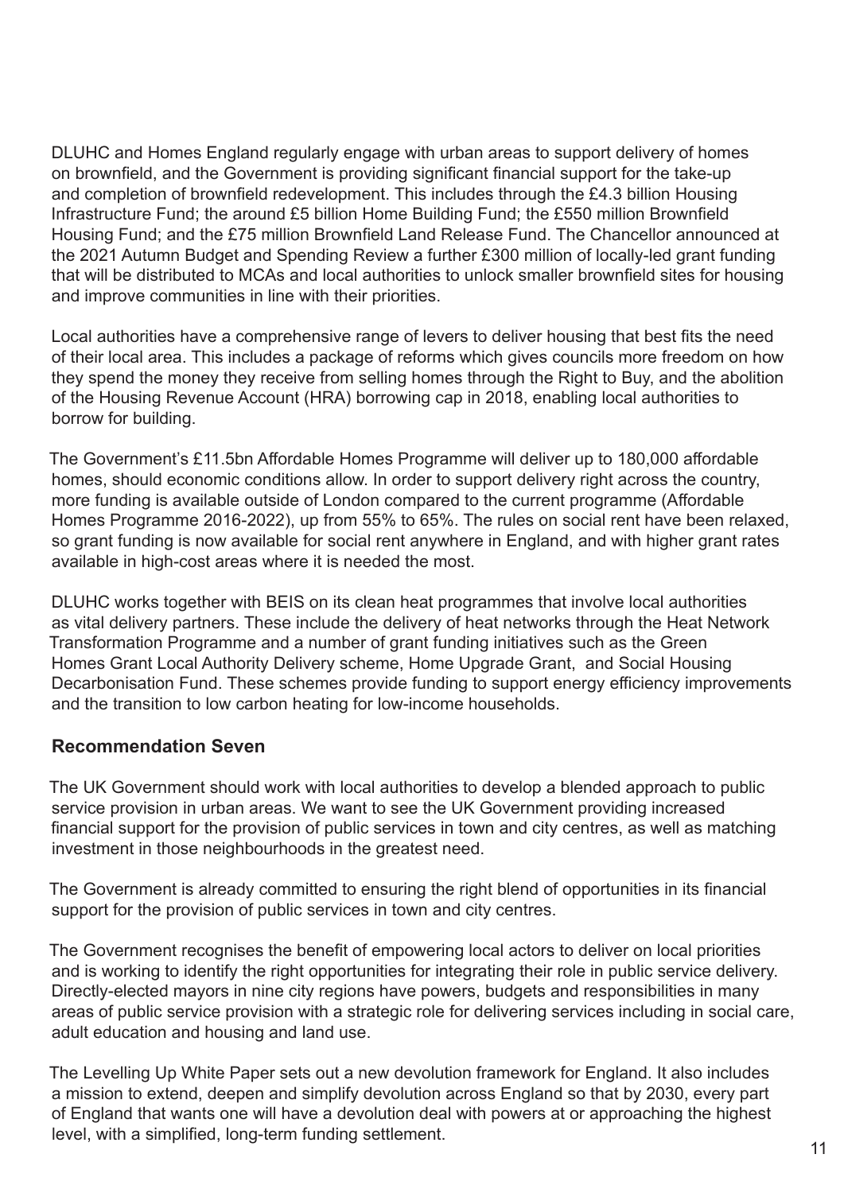DLUHC and Homes England regularly engage with urban areas to support delivery of homes on brownfield, and the Government is providing significant financial support for the take-up and completion of brownfield redevelopment. This includes through the £4.3 billion Housing Infrastructure Fund; the around £5 billion Home Building Fund; the £550 million Brownfield Housing Fund; and the £75 million Brownfield Land Release Fund. The Chancellor announced at the 2021 Autumn Budget and Spending Review a further £300 million of locally-led grant funding that will be distributed to MCAs and local authorities to unlock smaller brownfield sites for housing and improve communities in line with their priorities.

Local authorities have a comprehensive range of levers to deliver housing that best fits the need of their local area. This includes a package of reforms which gives councils more freedom on how they spend the money they receive from selling homes through the Right to Buy, and the abolition of the Housing Revenue Account (HRA) borrowing cap in 2018, enabling local authorities to borrow for building.

The Government's £11.5bn Affordable Homes Programme will deliver up to 180,000 affordable homes, should economic conditions allow. In order to support delivery right across the country, more funding is available outside of London compared to the current programme (Affordable Homes Programme 2016-2022), up from 55% to 65%. The rules on social rent have been relaxed, so grant funding is now available for social rent anywhere in England, and with higher grant rates available in high-cost areas where it is needed the most.

DLUHC works together with BEIS on its clean heat programmes that involve local authorities as vital delivery partners. These include the delivery of heat networks through the Heat Network Transformation Programme and a number of grant funding initiatives such as the Green Homes Grant Local Authority Delivery scheme, Home Upgrade Grant, and Social Housing Decarbonisation Fund. These schemes provide funding to support energy efficiency improvements and the transition to low carbon heating for low-income households.

## Recommendation Seven

The UK Government should work with local authorities to develop a blended approach to public service provision in urban areas. We want to see the UK Government providing increased financial support for the provision of public services in town and city centres, as well as matching investment in those neighbourhoods in the greatest need.

The Government is already committed to ensuring the right blend of opportunities in its financial support for the provision of public services in town and city centres.

The Government recognises the benefit of empowering local actors to deliver on local priorities and is working to identify the right opportunities for integrating their role in public service delivery. Directly-elected mayors in nine city regions have powers, budgets and responsibilities in many areas of public service provision with a strategic role for delivering services including in social care, adult education and housing and land use.

The Levelling Up White Paper sets out a new devolution framework for England. It also includes a mission to extend, deepen and simplify devolution across England so that by 2030, every part of England that wants one will have a devolution deal with powers at or approaching the highest level, with a simplified, long-term funding settlement.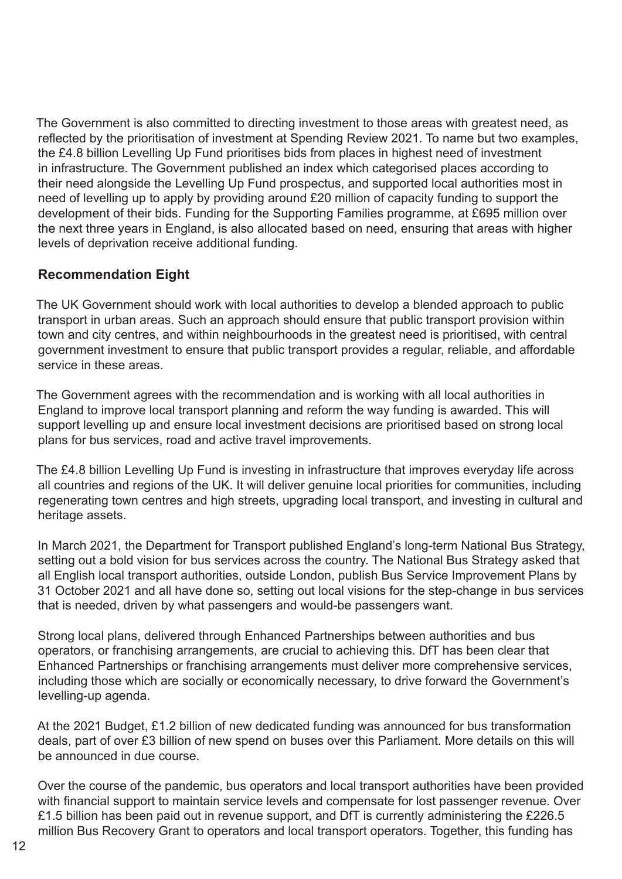The Government is also committed to directing investment to those areas with greatest need, as reflected by the prioritisation of investment at Spending Review 2021. To name but two examples, the £4.8 billion Levelling Up Fund prioritises bids from places in highest need of investment in infrastructure. The Government published an index which categorised places according to their need alongside the Levelling Up Fund prospectus, and supported local authorities most in need of levelling up to apply by providing around £20 million of capacity funding to support the development of their bids. Funding for the Supporting Families programme, at £695 million over the next three years in England, is also allocated based on need, ensuring that areas with higher levels of deprivation receive additional funding.

## Recommendation Eight

The UK Government should work with local authorities to develop a blended approach to public transport in urban areas. Such an approach should ensure that public transport provision within town and city centres, and within neighbourhoods in the greatest need is prioritised, with central government investment to ensure that public transport provides a regular, reliable, and affordable service in these areas.

The Government agrees with the recommendation and is working with all local authorities in England to improve local transport planning and reform the way funding is awarded. This will support levelling up and ensure local investment decisions are prioritised based on strong local plans for bus services, road and active travel improvements.

The £4.8 billion Levelling Up Fund is investing in infrastructure that improves everyday life across all countries and regions of the UK. It will deliver genuine local priorities for communities, including regenerating town centres and high streets, upgrading local transport, and investing in cultural and heritage assets.

In March 2021, the Department for Transport published England's long-term National Bus Strategy, setting out a bold vision for bus services across the country. The National Bus Strategy asked that all English local transport authorities, outside London, publish Bus Service Improvement Plans by 31 October 2021 and all have done so, setting out local visions for the step-change in bus services that is needed, driven by what passengers and would-be passengers want.

Strong local plans, delivered through Enhanced Partnerships between authorities and bus operators, or franchising arrangements, are crucial to achieving this. DfT has been clear that Enhanced Partnerships or franchising arrangements must deliver more comprehensive services, including those which are socially or economically necessary, to drive forward the Government's levelling-up agenda.

At the 2021 Budget, £1.2 billion of new dedicated funding was announced for bus transformation deals, part of over £3 billion of new spend on buses over this Parliament. More details on this will be announced in due course.

Over the course of the pandemic, bus operators and local transport authorities have been provided with financial support to maintain service levels and compensate for lost passenger revenue. Over £1.5 billion has been paid out in revenue support, and DfT is currently administering the £226.5 million Bus Recovery Grant to operators and local transport operators. Together, this funding has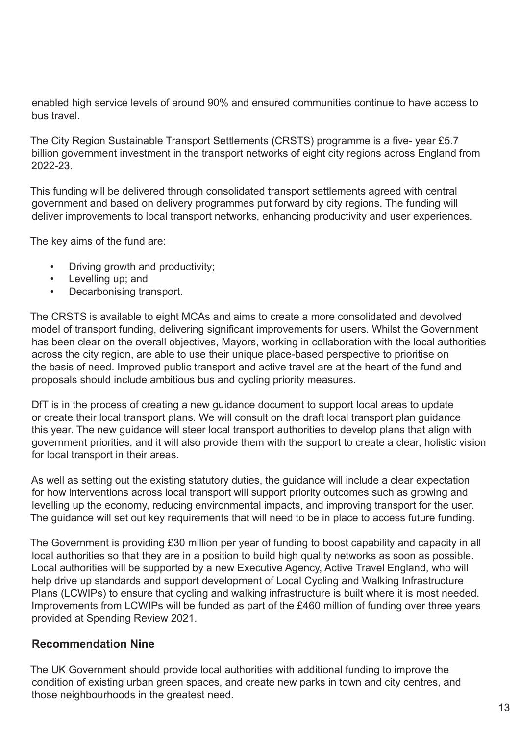enabled high service levels of around 90% and ensured communities continue to have access to bus travel.

The City Region Sustainable Transport Settlements (CRSTS) programme is a five- year £5.7 billion government investment in the transport networks of eight city regions across England from 2022-23.

This funding will be delivered through consolidated transport settlements agreed with central government and based on delivery programmes put forward by city regions. The funding will deliver improvements to local transport networks, enhancing productivity and user experiences.

The key aims of the fund are:

- Driving growth and productivity;
- Levelling up; and
- Decarbonising transport.

The CRSTS is available to eight MCAs and aims to create a more consolidated and devolved model of transport funding, delivering significant improvements for users. Whilst the Government has been clear on the overall objectives, Mayors, working in collaboration with the local authorities across the city region, are able to use their unique place-based perspective to prioritise on the basis of need. Improved public transport and active travel are at the heart of the fund and proposals should include ambitious bus and cycling priority measures.

DfT is in the process of creating a new guidance document to support local areas to update or create their local transport plans. We will consult on the draft local transport plan guidance this year. The new guidance will steer local transport authorities to develop plans that align with government priorities, and it will also provide them with the support to create a clear, holistic vision for local transport in their areas.

As well as setting out the existing statutory duties, the guidance will include a clear expectation for how interventions across local transport will support priority outcomes such as growing and levelling up the economy, reducing environmental impacts, and improving transport for the user. The guidance will set out key requirements that will need to be in place to access future funding.

The Government is providing £30 million per year of funding to boost capability and capacity in all local authorities so that they are in a position to build high quality networks as soon as possible. Local authorities will be supported by a new Executive Agency, Active Travel England, who will help drive up standards and support development of Local Cycling and Walking Infrastructure Plans (LCWIPs) to ensure that cycling and walking infrastructure is built where it is most needed. Improvements from LCWIPs will be funded as part of the £460 million of funding over three years provided at Spending Review 2021.

## Recommendation Nine

The UK Government should provide local authorities with additional funding to improve the condition of existing urban green spaces, and create new parks in town and city centres, and those neighbourhoods in the greatest need.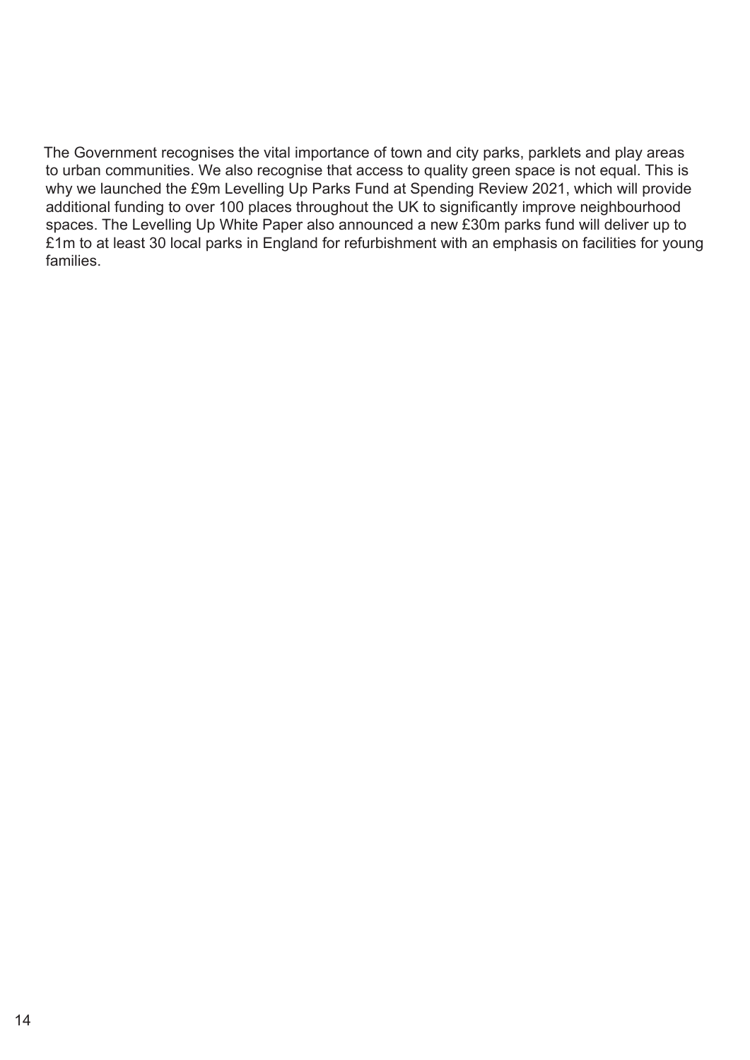The Government recognises the vital importance of town and city parks, parklets and play areas to urban communities. We also recognise that access to quality green space is not equal. This is why we launched the £9m Levelling Up Parks Fund at Spending Review 2021, which will provide additional funding to over 100 places throughout the UK to significantly improve neighbourhood spaces. The Levelling Up White Paper also announced a new £30m parks fund will deliver up to £1m to at least 30 local parks in England for refurbishment with an emphasis on facilities for young families.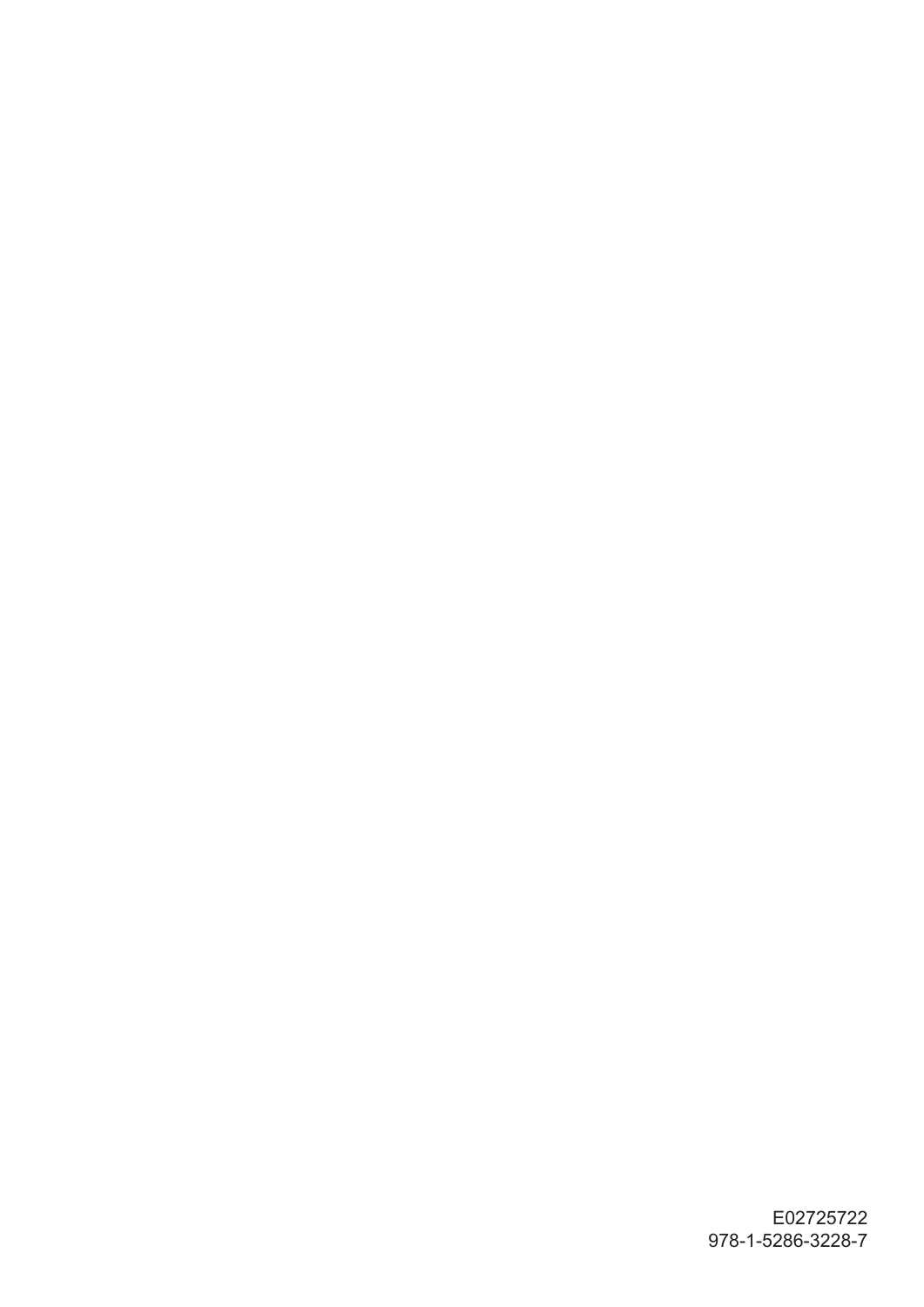E02725722
978-1-5286-3228-7